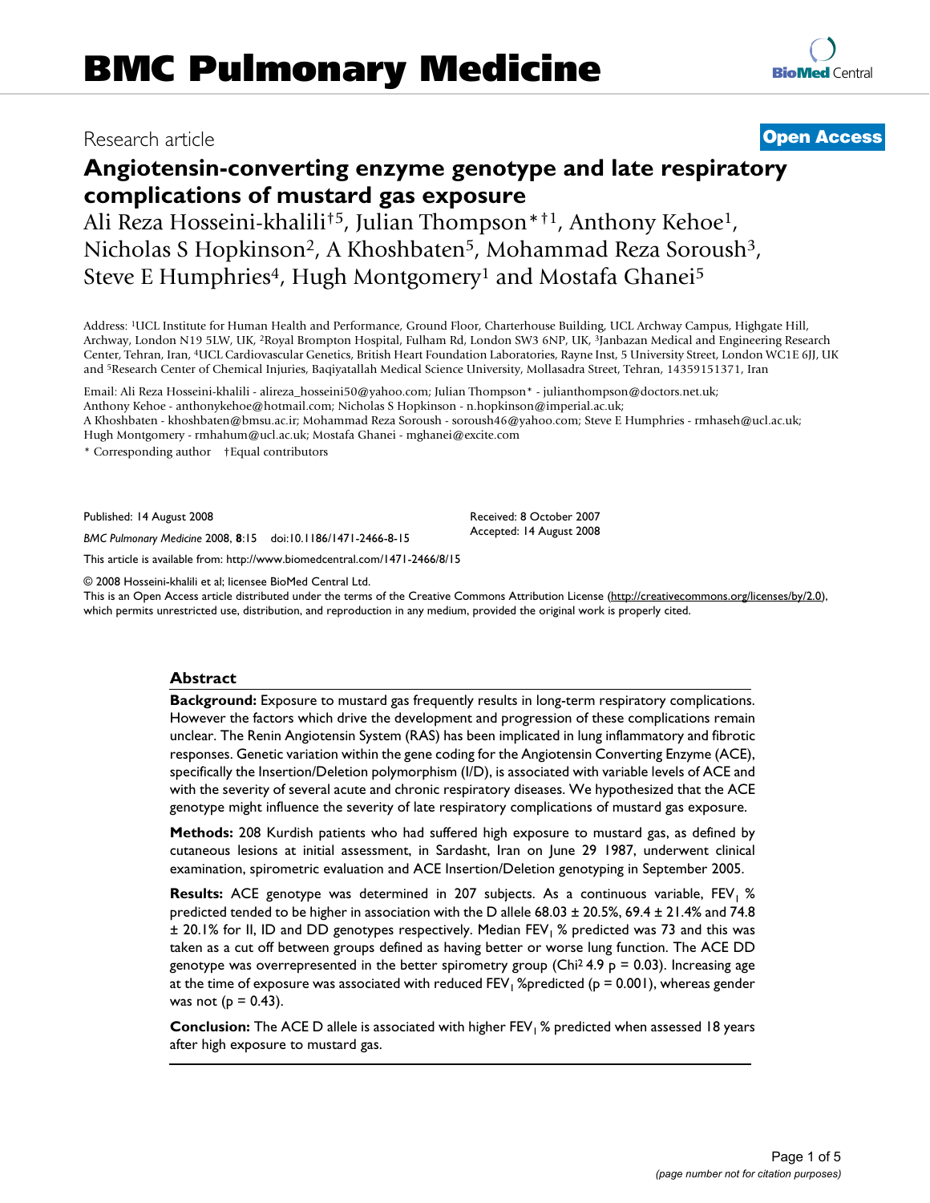Research article

**Open Access**

# Angiotensin-converting enzyme genotype and late respiratory complications of mustard gas exposure

Ali Reza Hosseini-khalili[†5], Julian Thompson*[†1], Anthony Kehoe[1], Nicholas S Hopkinson[2], A Khoshbaten[5], Mohammad Reza Soroush[3], Steve E Humphries[4], Hugh Montgomery[1] and Mostafa Ghanei[5]

Address: [1]UCL Institute for Human Health and Performance, Ground Floor, Charterhouse Building, UCL Archway Campus, Highgate Hill, Archway, London N19 5LW, UK, [2]Royal Brompton Hospital, Fulham Rd, London SW3 6NP, UK, [3]Janbazan Medical and Engineering Research Center, Tehran, Iran, [4]UCL Cardiovascular Genetics, British Heart Foundation Laboratories, Rayne Inst, 5 University Street, London WC1E 6JJ, UK and [5]Research Center of Chemical Injuries, Baqiyatallah Medical Science University, Mollasadra Street, Tehran, 14359151371, Iran

Email: Ali Reza Hosseini-khalili - alireza_hosseini50@yahoo.com; Julian Thompson* - julianthompson@doctors.net.uk; Anthony Kehoe - anthonykehoe@hotmail.com; Nicholas S Hopkinson - n.hopkinson@imperial.ac.uk; A Khoshbaten - khoshbaten@bmsu.ac.ir; Mohammad Reza Soroush - soroush46@yahoo.com; Steve E Humphries - rmhaseh@ucl.ac.uk; Hugh Montgomery - rmhahum@ucl.ac.uk; Mostafa Ghanei - mghanei@excite.com

* Corresponding author †Equal contributors

Published: 14 August 2008

*BMC Pulmonary Medicine* 2008, **8**:15 doi:10.1186/1471-2466-8-15

Received: 8 October 2007
Accepted: 14 August 2008

This article is available from: http://www.biomedcentral.com/1471-2466/8/15

© 2008 Hosseini-khalili et al; licensee BioMed Central Ltd.
This is an Open Access article distributed under the terms of the Creative Commons Attribution License (http://creativecommons.org/licenses/by/2.0), which permits unrestricted use, distribution, and reproduction in any medium, provided the original work is properly cited.

## Abstract

**Background:** Exposure to mustard gas frequently results in long-term respiratory complications. However the factors which drive the development and progression of these complications remain unclear. The Renin Angiotensin System (RAS) has been implicated in lung inflammatory and fibrotic responses. Genetic variation within the gene coding for the Angiotensin Converting Enzyme (ACE), specifically the Insertion/Deletion polymorphism (I/D), is associated with variable levels of ACE and with the severity of several acute and chronic respiratory diseases. We hypothesized that the ACE genotype might influence the severity of late respiratory complications of mustard gas exposure.

**Methods:** 208 Kurdish patients who had suffered high exposure to mustard gas, as defined by cutaneous lesions at initial assessment, in Sardasht, Iran on June 29 1987, underwent clinical examination, spirometric evaluation and ACE Insertion/Deletion genotyping in September 2005.

**Results:** ACE genotype was determined in 207 subjects. As a continuous variable, $FEV_1$ % predicted tended to be higher in association with the D allele 68.03 ± 20.5%, 69.4 ± 21.4% and 74.8 ± 20.1% for II, ID and DD genotypes respectively. Median $FEV_1$ % predicted was 73 and this was taken as a cut off between groups defined as having better or worse lung function. The ACE DD genotype was overrepresented in the better spirometry group ($Chi^2$ 4.9 $p = 0.03$). Increasing age at the time of exposure was associated with reduced $FEV_1$ %predicted ($p = 0.001$), whereas gender was not ($p = 0.43$).

**Conclusion:** The ACE D allele is associated with higher $FEV_1$ % predicted when assessed 18 years after high exposure to mustard gas.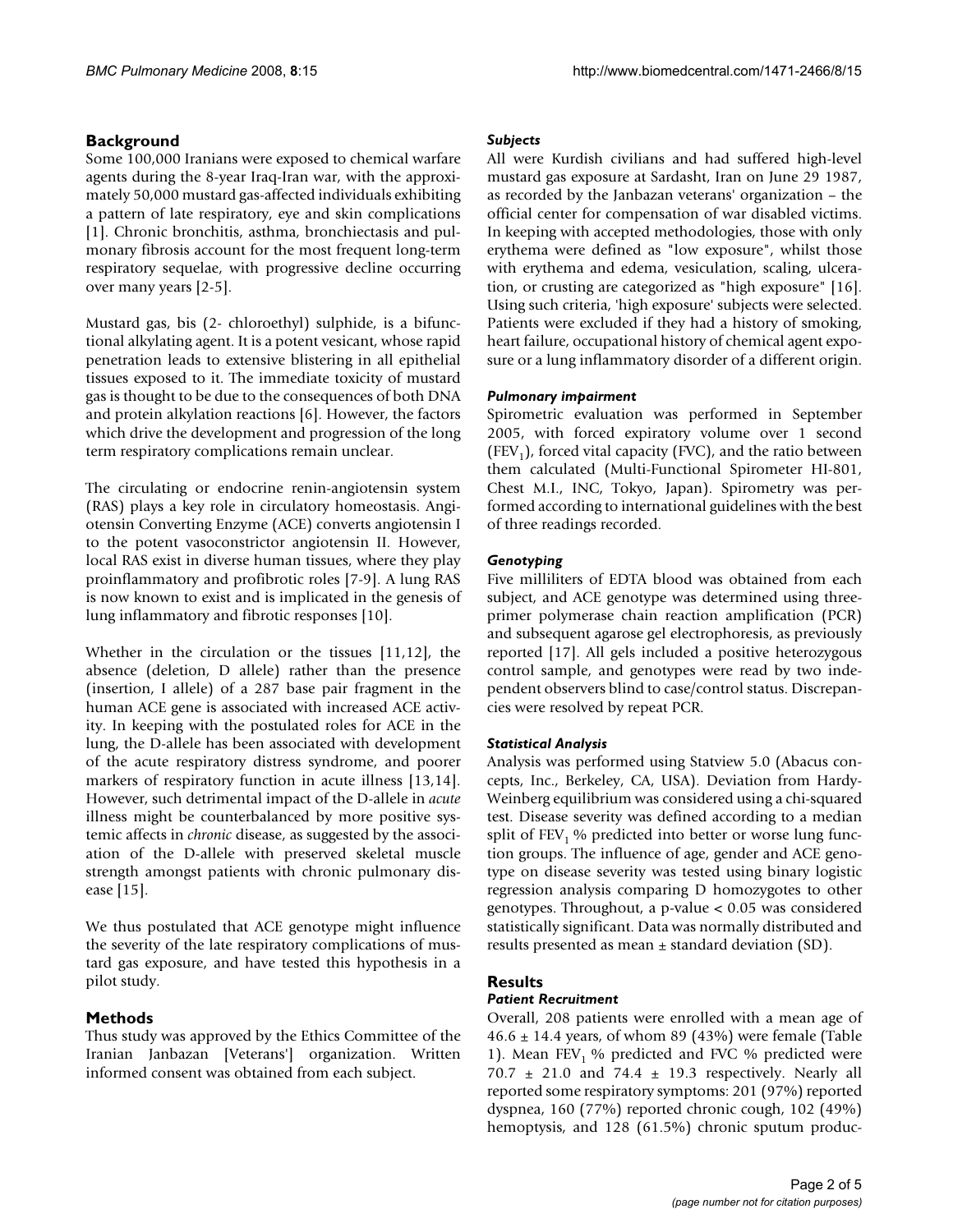## Background

Some 100,000 Iranians were exposed to chemical warfare agents during the 8-year Iraq-Iran war, with the approximately 50,000 mustard gas-affected individuals exhibiting a pattern of late respiratory, eye and skin complications [1]. Chronic bronchitis, asthma, bronchiectasis and pulmonary fibrosis account for the most frequent long-term respiratory sequelae, with progressive decline occurring over many years [2-5].

Mustard gas, bis (2- chloroethyl) sulphide, is a bifunctional alkylating agent. It is a potent vesicant, whose rapid penetration leads to extensive blistering in all epithelial tissues exposed to it. The immediate toxicity of mustard gas is thought to be due to the consequences of both DNA and protein alkylation reactions [6]. However, the factors which drive the development and progression of the long term respiratory complications remain unclear.

The circulating or endocrine renin-angiotensin system (RAS) plays a key role in circulatory homeostasis. Angiotensin Converting Enzyme (ACE) converts angiotensin I to the potent vasoconstrictor angiotensin II. However, local RAS exist in diverse human tissues, where they play proinflammatory and profibrotic roles [7-9]. A lung RAS is now known to exist and is implicated in the genesis of lung inflammatory and fibrotic responses [10].

Whether in the circulation or the tissues [11,12], the absence (deletion, D allele) rather than the presence (insertion, I allele) of a 287 base pair fragment in the human ACE gene is associated with increased ACE activity. In keeping with the postulated roles for ACE in the lung, the D-allele has been associated with development of the acute respiratory distress syndrome, and poorer markers of respiratory function in acute illness [13,14]. However, such detrimental impact of the D-allele in *acute* illness might be counterbalanced by more positive systemic affects in *chronic* disease, as suggested by the association of the D-allele with preserved skeletal muscle strength amongst patients with chronic pulmonary disease [15].

We thus postulated that ACE genotype might influence the severity of the late respiratory complications of mustard gas exposure, and have tested this hypothesis in a pilot study.

## Methods

Thus study was approved by the Ethics Committee of the Iranian Janbazan [Veterans'] organization. Written informed consent was obtained from each subject.

### *Subjects*

All were Kurdish civilians and had suffered high-level mustard gas exposure at Sardasht, Iran on June 29 1987, as recorded by the Janbazan veterans' organization – the official center for compensation of war disabled victims. In keeping with accepted methodologies, those with only erythema were defined as "low exposure", whilst those with erythema and edema, vesiculation, scaling, ulceration, or crusting are categorized as "high exposure" [16]. Using such criteria, 'high exposure' subjects were selected. Patients were excluded if they had a history of smoking, heart failure, occupational history of chemical agent exposure or a lung inflammatory disorder of a different origin.

### *Pulmonary impairment*

Spirometric evaluation was performed in September 2005, with forced expiratory volume over 1 second ($FEV_1$), forced vital capacity (FVC), and the ratio between them calculated (Multi-Functional Spirometer HI-801, Chest M.I., INC, Tokyo, Japan). Spirometry was performed according to international guidelines with the best of three readings recorded.

### *Genotyping*

Five milliliters of EDTA blood was obtained from each subject, and ACE genotype was determined using three-primer polymerase chain reaction amplification (PCR) and subsequent agarose gel electrophoresis, as previously reported [17]. All gels included a positive heterozygous control sample, and genotypes were read by two independent observers blind to case/control status. Discrepancies were resolved by repeat PCR.

### *Statistical Analysis*

Analysis was performed using Statview 5.0 (Abacus concepts, Inc., Berkeley, CA, USA). Deviation from Hardy-Weinberg equilibrium was considered using a chi-squared test. Disease severity was defined according to a median split of $FEV_1$ % predicted into better or worse lung function groups. The influence of age, gender and ACE genotype on disease severity was tested using binary logistic regression analysis comparing D homozygotes to other genotypes. Throughout, a p-value $< 0.05$ was considered statistically significant. Data was normally distributed and results presented as mean ± standard deviation (SD).

## Results

### *Patient Recruitment*

Overall, 208 patients were enrolled with a mean age of $46.6 \pm 14.4$ years, of whom 89 (43%) were female (Table 1). Mean $FEV_1$ % predicted and FVC % predicted were $70.7 \pm 21.0$ and $74.4 \pm 19.3$ respectively. Nearly all reported some respiratory symptoms: 201 (97%) reported dyspnea, 160 (77%) reported chronic cough, 102 (49%) hemoptysis, and 128 (61.5%) chronic sputum produc-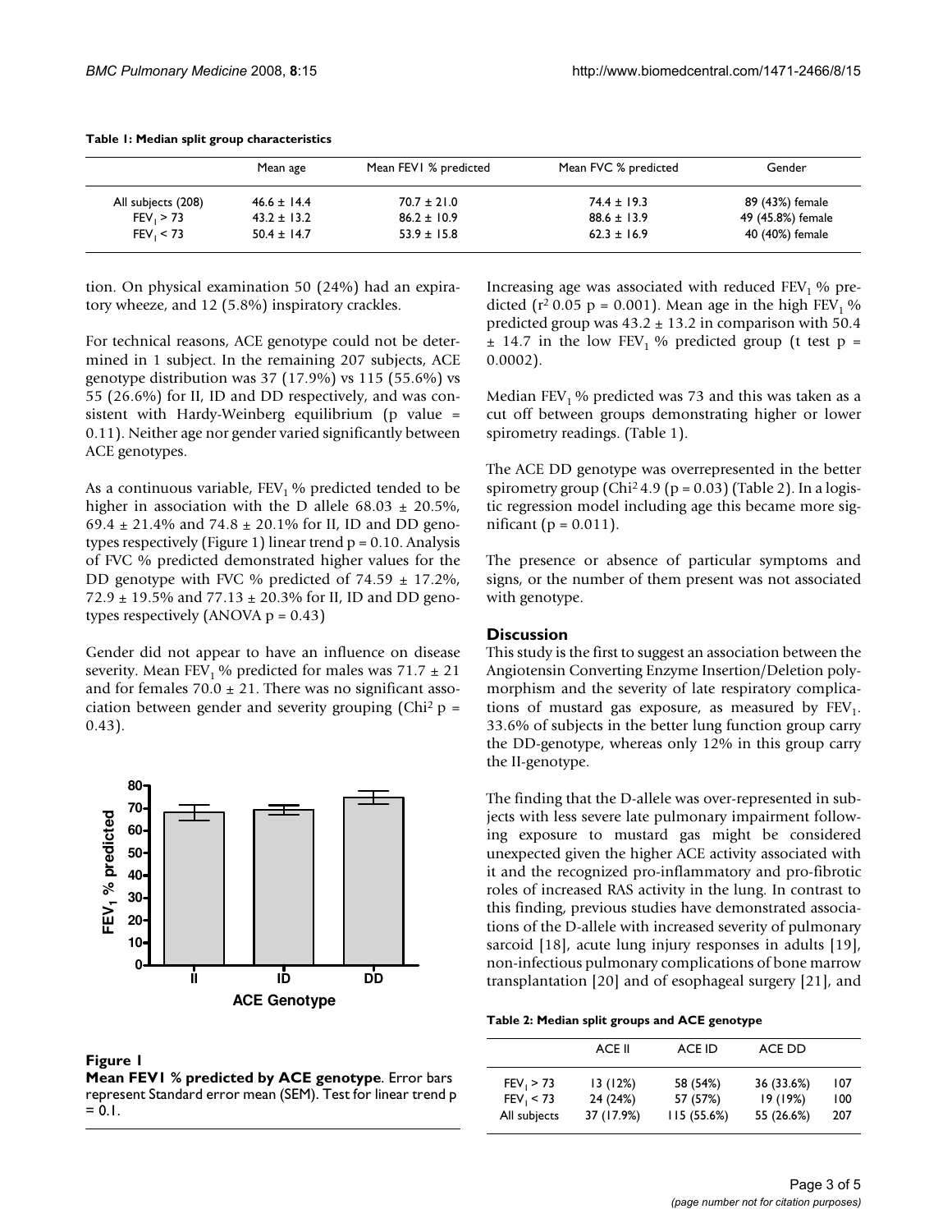**Table 1: Median split group characteristics**

| | Mean age | Mean FEV1 % predicted | Mean FVC % predicted | Gender |
|---|---|---|---|---|
| All subjects (208) | 46.6 ± 14.4 | 70.7 ± 21.0 | 74.4 ± 19.3 | 89 (43%) female |
| $FEV_1 > 73$ | 43.2 ± 13.2 | 86.2 ± 10.9 | 88.6 ± 13.9 | 49 (45.8%) female |
| $FEV_1 < 73$ | 50.4 ± 14.7 | 53.9 ± 15.8 | 62.3 ± 16.9 | 40 (40%) female |

tion. On physical examination 50 (24%) had an expiratory wheeze, and 12 (5.8%) inspiratory crackles.

For technical reasons, ACE genotype could not be determined in 1 subject. In the remaining 207 subjects, ACE genotype distribution was 37 (17.9%) vs 115 (55.6%) vs 55 (26.6%) for II, ID and DD respectively, and was consistent with Hardy-Weinberg equilibrium (p value = 0.11). Neither age nor gender varied significantly between ACE genotypes.

As a continuous variable, $FEV_1$ % predicted tended to be higher in association with the D allele 68.03 ± 20.5%, 69.4 ± 21.4% and 74.8 ± 20.1% for II, ID and DD genotypes respectively (Figure 1) linear trend p = 0.10. Analysis of FVC % predicted demonstrated higher values for the DD genotype with FVC % predicted of 74.59 ± 17.2%, 72.9 ± 19.5% and 77.13 ± 20.3% for II, ID and DD genotypes respectively (ANOVA p = 0.43)

Gender did not appear to have an influence on disease severity. Mean $FEV_1$ % predicted for males was 71.7 ± 21 and for females 70.0 ± 21. There was no significant association between gender and severity grouping ($Chi^2$ p = 0.43).

**Figure 1**
**Mean FEV1 % predicted by ACE genotype**. Error bars represent Standard error mean (SEM). Test for linear trend p = 0.1.

Increasing age was associated with reduced $FEV_1$ % predicted ($r^2$ 0.05 p = 0.001). Mean age in the high $FEV_1$ % predicted group was 43.2 ± 13.2 in comparison with 50.4 ± 14.7 in the low $FEV_1$ % predicted group (t test p = 0.0002).

Median $FEV_1$ % predicted was 73 and this was taken as a cut off between groups demonstrating higher or lower spirometry readings. (Table 1).

The ACE DD genotype was overrepresented in the better spirometry group ($Chi^2$ 4.9 (p = 0.03) (Table 2). In a logistic regression model including age this became more significant (p = 0.011).

The presence or absence of particular symptoms and signs, or the number of them present was not associated with genotype.

## Discussion

This study is the first to suggest an association between the Angiotensin Converting Enzyme Insertion/Deletion polymorphism and the severity of late respiratory complications of mustard gas exposure, as measured by $FEV_1$. 33.6% of subjects in the better lung function group carry the DD-genotype, whereas only 12% in this group carry the II-genotype.

The finding that the D-allele was over-represented in subjects with less severe late pulmonary impairment following exposure to mustard gas might be considered unexpected given the higher ACE activity associated with it and the recognized pro-inflammatory and pro-fibrotic roles of increased RAS activity in the lung. In contrast to this finding, previous studies have demonstrated associations of the D-allele with increased severity of pulmonary sarcoid [18], acute lung injury responses in adults [19], non-infectious pulmonary complications of bone marrow transplantation [20] and of esophageal surgery [21], and

**Table 2: Median split groups and ACE genotype**

| | ACE II | ACE ID | ACE DD | |
|---|---|---|---|---|
| $FEV_1 > 73$ | 13 (12%) | 58 (54%) | 36 (33.6%) | 107 |
| $FEV_1 < 73$ | 24 (24%) | 57 (57%) | 19 (19%) | 100 |
| All subjects | 37 (17.9%) | 115 (55.6%) | 55 (26.6%) | 207 |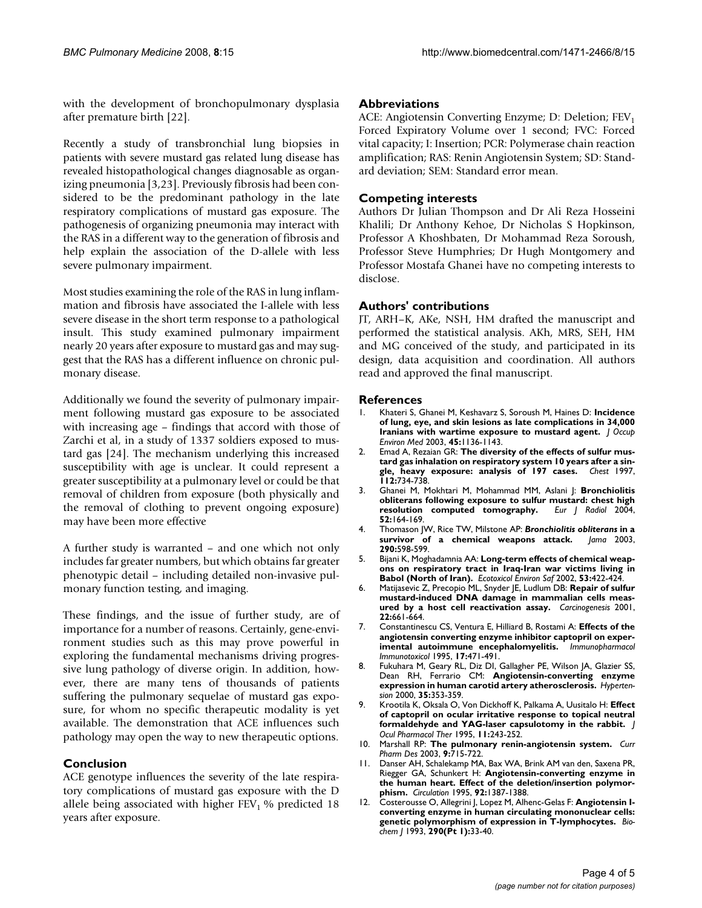with the development of bronchopulmonary dysplasia after premature birth [22].

Recently a study of transbronchial lung biopsies in patients with severe mustard gas related lung disease has revealed histopathological changes diagnosable as organizing pneumonia [3,23]. Previously fibrosis had been considered to be the predominant pathology in the late respiratory complications of mustard gas exposure. The pathogenesis of organizing pneumonia may interact with the RAS in a different way to the generation of fibrosis and help explain the association of the D-allele with less severe pulmonary impairment.

Most studies examining the role of the RAS in lung inflammation and fibrosis have associated the I-allele with less severe disease in the short term response to a pathological insult. This study examined pulmonary impairment nearly 20 years after exposure to mustard gas and may suggest that the RAS has a different influence on chronic pulmonary disease.

Additionally we found the severity of pulmonary impairment following mustard gas exposure to be associated with increasing age – findings that accord with those of Zarchi et al, in a study of 1337 soldiers exposed to mustard gas [24]. The mechanism underlying this increased susceptibility with age is unclear. It could represent a greater susceptibility at a pulmonary level or could be that removal of children from exposure (both physically and the removal of clothing to prevent ongoing exposure) may have been more effective

A further study is warranted – and one which not only includes far greater numbers, but which obtains far greater phenotypic detail – including detailed non-invasive pulmonary function testing, and imaging.

These findings, and the issue of further study, are of importance for a number of reasons. Certainly, gene-environment studies such as this may prove powerful in exploring the fundamental mechanisms driving progressive lung pathology of diverse origin. In addition, however, there are many tens of thousands of patients suffering the pulmonary sequelae of mustard gas exposure, for whom no specific therapeutic modality is yet available. The demonstration that ACE influences such pathology may open the way to new therapeutic options.

## Conclusion

ACE genotype influences the severity of the late respiratory complications of mustard gas exposure with the D allele being associated with higher $FEV_1$ % predicted 18 years after exposure.

## Abbreviations

ACE: Angiotensin Converting Enzyme; D: Deletion; $FEV_1$ Forced Expiratory Volume over 1 second; FVC: Forced vital capacity; I: Insertion; PCR: Polymerase chain reaction amplification; RAS: Renin Angiotensin System; SD: Standard deviation; SEM: Standard error mean.

## Competing interests

Authors Dr Julian Thompson and Dr Ali Reza Hosseini Khalili; Dr Anthony Kehoe, Dr Nicholas S Hopkinson, Professor A Khoshbaten, Dr Mohammad Reza Soroush, Professor Steve Humphries; Dr Hugh Montgomery and Professor Mostafa Ghanei have no competing interests to disclose.

## Authors' contributions

JT, ARH–K, AKe, NSH, HM drafted the manuscript and performed the statistical analysis. AKh, MRS, SEH, HM and MG conceived of the study, and participated in its design, data acquisition and coordination. All authors read and approved the final manuscript.

## References

1. Khateri S, Ghanei M, Keshavarz S, Soroush M, Haines D: **Incidence of lung, eye, and skin lesions as late complications in 34,000 Iranians with wartime exposure to mustard agent.** *J Occup Environ Med* 2003, **45:**1136-1143.
2. Emad A, Rezaian GR: **The diversity of the effects of sulfur mustard gas inhalation on respiratory system 10 years after a single, heavy exposure: analysis of 197 cases.** *Chest* 1997, **112:**734-738.
3. Ghanei M, Mokhtari M, Mohammad MM, Aslani J: **Bronchiolitis obliterans following exposure to sulfur mustard: chest high resolution computed tomography.** *Eur J Radiol* 2004, **52:**164-169.
4. Thomason JW, Rice TW, Milstone AP: ***Bronchiolitis obliterans* in a survivor of a chemical weapons attack.** *Jama* 2003, **290:**598-599.
5. Bijani K, Moghadamnia AA: **Long-term effects of chemical weapons on respiratory tract in Iraq-Iran war victims living in Babol (North of Iran).** *Ecotoxicol Environ Saf* 2002, **53:**422-424.
6. Matijasevic Z, Precopio ML, Snyder JE, Ludlum DB: **Repair of sulfur mustard-induced DNA damage in mammalian cells measured by a host cell reactivation assay.** *Carcinogenesis* 2001, **22:**661-664.
7. Constantinescu CS, Ventura E, Hilliard B, Rostami A: **Effects of the angiotensin converting enzyme inhibitor captopril on experimental autoimmune encephalomyelitis.** *Immunopharmacol Immunotoxicol* 1995, **17:**471-491.
8. Fukuhara M, Geary RL, Diz DI, Gallagher PE, Wilson JA, Glazier SS, Dean RH, Ferrario CM: **Angiotensin-converting enzyme expression in human carotid artery atherosclerosis.** *Hypertension* 2000, **35:**353-359.
9. Krootila K, Oksala O, Von Dickhoff K, Palkama A, Uusitalo H: **Effect of captopril on ocular irritative response to topical neutral formaldehyde and YAG-laser capsulotomy in the rabbit.** *J Ocul Pharmacol Ther* 1995, **11:**243-252.
10. Marshall RP: **The pulmonary renin-angiotensin system.** *Curr Pharm Des* 2003, **9:**715-722.
11. Danser AH, Schalekamp MA, Bax WA, Brink AM van den, Saxena PR, Riegger GA, Schunkert H: **Angiotensin-converting enzyme in the human heart. Effect of the deletion/insertion polymorphism.** *Circulation* 1995, **92:**1387-1388.
12. Costerousse O, Allegrini J, Lopez M, Alhenc-Gelas F: **Angiotensin I-converting enzyme in human circulating mononuclear cells: genetic polymorphism of expression in T-lymphocytes.** *Biochem J* 1993, **290(Pt 1):**33-40.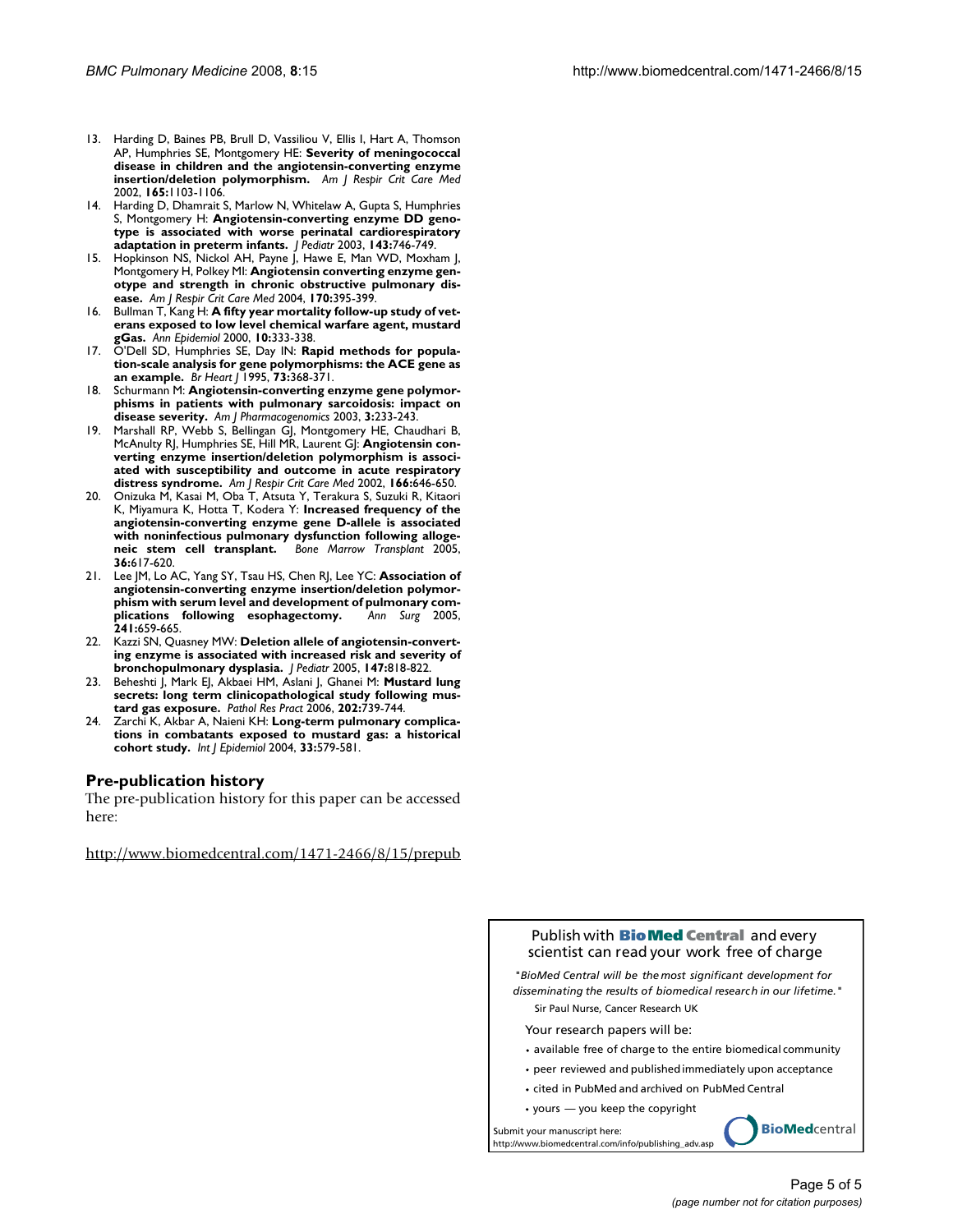13. Harding D, Baines PB, Brull D, Vassiliou V, Ellis I, Hart A, Thomson AP, Humphries SE, Montgomery HE: **Severity of meningococcal disease in children and the angiotensin-converting enzyme insertion/deletion polymorphism.** *Am J Respir Crit Care Med* 2002, **165:**1103-1106.
14. Harding D, Dhamrait S, Marlow N, Whitelaw A, Gupta S, Humphries S, Montgomery H: **Angiotensin-converting enzyme DD genotype is associated with worse perinatal cardiorespiratory adaptation in preterm infants.** *J Pediatr* 2003, **143:**746-749.
15. Hopkinson NS, Nickol AH, Payne J, Hawe E, Man WD, Moxham J, Montgomery H, Polkey MI: **Angiotensin converting enzyme genotype and strength in chronic obstructive pulmonary disease.** *Am J Respir Crit Care Med* 2004, **170:**395-399.
16. Bullman T, Kang H: **A fifty year mortality follow-up study of veterans exposed to low level chemical warfare agent, mustard gGas.** *Ann Epidemiol* 2000, **10:**333-338.
17. O'Dell SD, Humphries SE, Day IN: **Rapid methods for population-scale analysis for gene polymorphisms: the ACE gene as an example.** *Br Heart J* 1995, **73:**368-371.
18. Schurmann M: **Angiotensin-converting enzyme gene polymorphisms in patients with pulmonary sarcoidosis: impact on disease severity.** *Am J Pharmacogenomics* 2003, **3:**233-243.
19. Marshall RP, Webb S, Bellingan GJ, Montgomery HE, Chaudhari B, McAnulty RJ, Humphries SE, Hill MR, Laurent GJ: **Angiotensin converting enzyme insertion/deletion polymorphism is associated with susceptibility and outcome in acute respiratory distress syndrome.** *Am J Respir Crit Care Med* 2002, **166:**646-650.
20. Onizuka M, Kasai M, Oba T, Atsuta Y, Terakura S, Suzuki R, Kitaori K, Miyamura K, Hotta T, Kodera Y: **Increased frequency of the angiotensin-converting enzyme gene D-allele is associated with noninfectious pulmonary dysfunction following allogeneic stem cell transplant.** *Bone Marrow Transplant* 2005, **36:**617-620.
21. Lee JM, Lo AC, Yang SY, Tsau HS, Chen RJ, Lee YC: **Association of angiotensin-converting enzyme insertion/deletion polymorphism with serum level and development of pulmonary complications following esophagectomy.** *Ann Surg* 2005, **241:**659-665.
22. Kazzi SN, Quasney MW: **Deletion allele of angiotensin-converting enzyme is associated with increased risk and severity of bronchopulmonary dysplasia.** *J Pediatr* 2005, **147:**818-822.
23. Beheshti J, Mark EJ, Akbaei HM, Aslani J, Ghanei M: **Mustard lung secrets: long term clinicopathological study following mustard gas exposure.** *Pathol Res Pract* 2006, **202:**739-744.
24. Zarchi K, Akbar A, Naieni KH: **Long-term pulmonary complications in combatants exposed to mustard gas: a historical cohort study.** *Int J Epidemiol* 2004, **33:**579-581.

## Pre-publication history

The pre-publication history for this paper can be accessed here:

http://www.biomedcentral.com/1471-2466/8/15/prepub

Publish with **BioMed Central** and every scientist can read your work free of charge

*"BioMed Central will be the most significant development for disseminating the results of biomedical research in our lifetime."*

Sir Paul Nurse, Cancer Research UK

Your research papers will be:

- available free of charge to the entire biomedical community
- peer reviewed and published immediately upon acceptance
- cited in PubMed and archived on PubMed Central
- yours — you keep the copyright

Submit your manuscript here:
http://www.biomedcentral.com/info/publishing_adv.asp

BioMedcentral